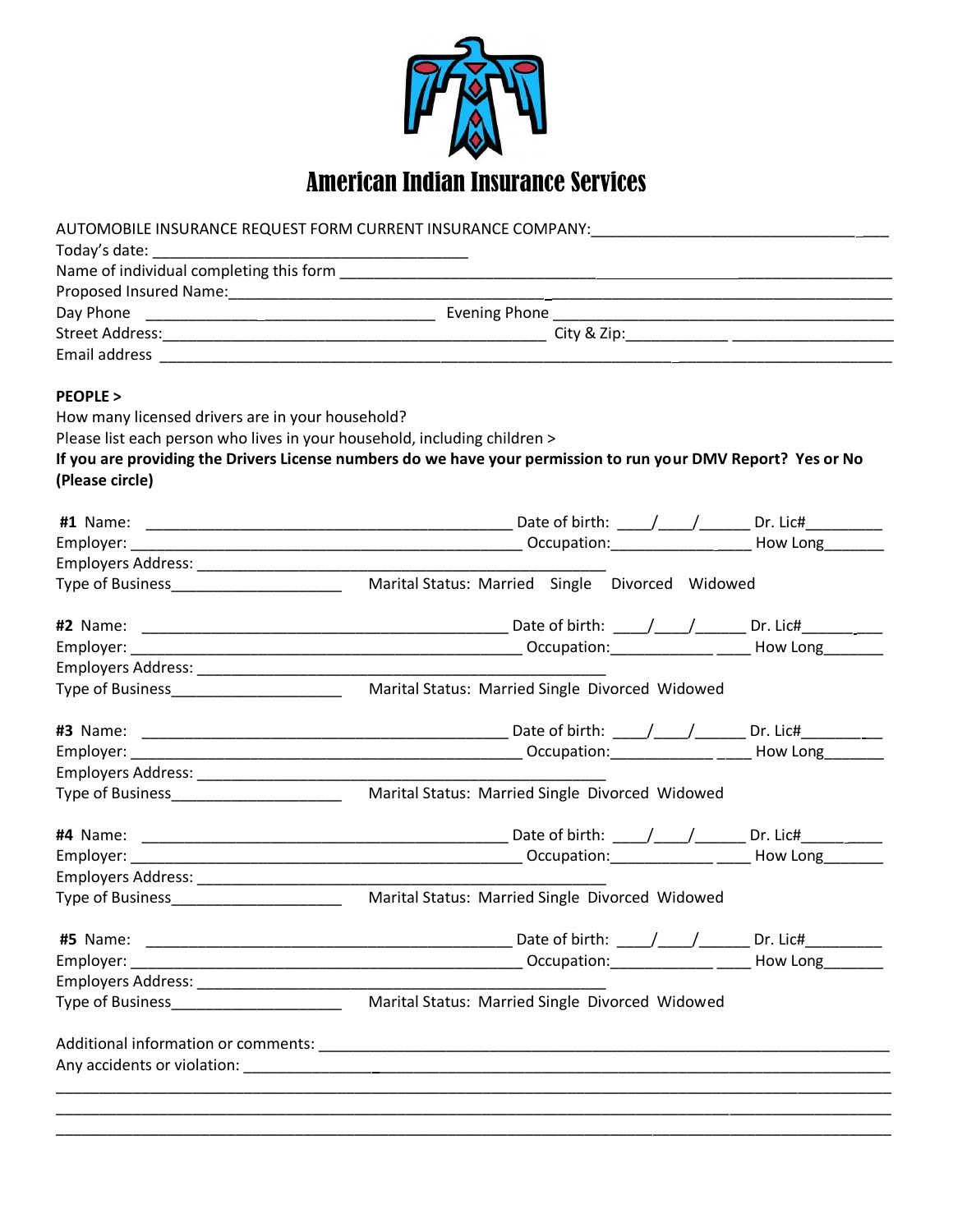# American Indian Insurance Services

AUTOMOBILE INSURANCE REQUEST FORM CURRENT INSURANCE COMPANY:_______________________________

Today's date: ___________________________________

Name of individual completing this form ______________________________________________________________

Proposed Insured Name:_______________________________________________________________________

Day Phone ________________________________ Evening Phone ______________________________________

Street Address:__________________________________________ City & Zip:___________ __________________

Email address ______________________________________________________________________________

**PEOPLE >**

How many licensed drivers are in your household?

Please list each person who lives in your household, including children >

**If you are providing the Drivers License numbers do we have your permission to run your DMV Report? Yes or No (Please circle)**

**#1** Name: ________________________________________ Date of birth: ____/____/______ Dr. Lic#_________

Employer: ___________________________________________ Occupation:________________ How Long_______

Employers Address: _____________________________________________

Type of Business____________________ Marital Status: Married Single Divorced Widowed

**#2** Name: ________________________________________ Date of birth: ____/____/______ Dr. Lic#_________

Employer: ___________________________________________ Occupation:________________ How Long_______

Employers Address: _____________________________________________

Type of Business____________________ Marital Status: Married Single Divorced Widowed

**#3** Name: ________________________________________ Date of birth: ____/____/______ Dr. Lic#_________

Employer: ___________________________________________ Occupation:________________ How Long_______

Employers Address: _____________________________________________

Type of Business____________________ Marital Status: Married Single Divorced Widowed

**#4** Name: ________________________________________ Date of birth: ____/____/______ Dr. Lic#_________

Employer: ___________________________________________ Occupation:________________ How Long_______

Employers Address: _____________________________________________

Type of Business____________________ Marital Status: Married Single Divorced Widowed

**#5** Name: ________________________________________ Date of birth: ____/____/______ Dr. Lic#_________

Employer: ___________________________________________ Occupation:________________ How Long_______

Employers Address: _____________________________________________

Type of Business____________________ Marital Status: Married Single Divorced Widowed

Additional information or comments: ___________________________________________________________

Any accidents or violation: _________________________________________________________________

______________________________________________________________________________________

______________________________________________________________________________________

______________________________________________________________________________________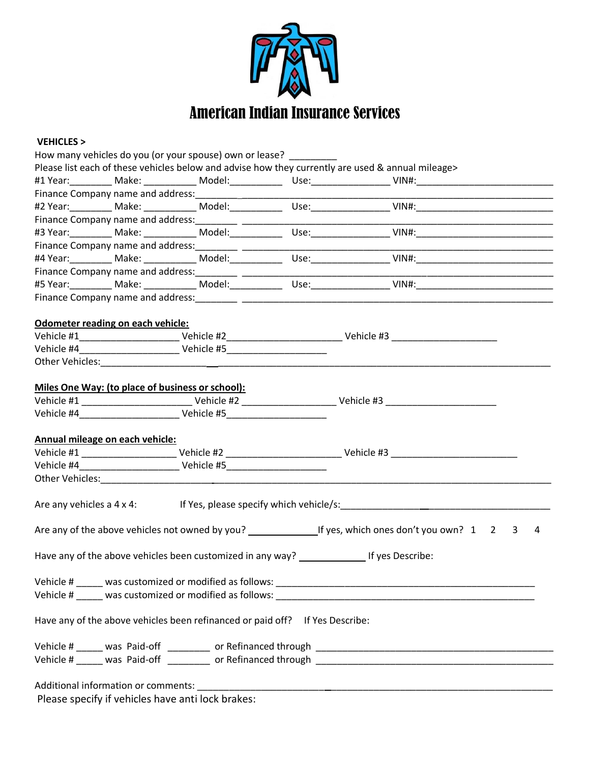# American Indian Insurance Services

**VEHICLES >**

How many vehicles do you (or your spouse) own or lease? _________

Please list each of these vehicles below and advise how they currently are used & annual mileage>

#1 Year:________ Make: __________ Model:__________ Use:_______________ VIN#:___________________________

Finance Company name and address:________________________________________________________________

#2 Year:________ Make: __________ Model:__________ Use:_______________ VIN#:___________________________

Finance Company name and address:________________________________________________________________

#3 Year:________ Make: __________ Model:__________ Use:_______________ VIN#:___________________________

Finance Company name and address:________________________________________________________________

#4 Year:________ Make: __________ Model:__________ Use:_______________ VIN#:___________________________

Finance Company name and address:________________________________________________________________

#5 Year:________ Make: __________ Model:__________ Use:_______________ VIN#:___________________________

Finance Company name and address:________________________________________________________________

**Odometer reading on each vehicle:**

Vehicle #1___________________ Vehicle #2______________________ Vehicle #3 ____________________

Vehicle #4___________________ Vehicle #5___________________

Other Vehicles:____________________________________________________________________________________

**Miles One Way: (to place of business or school):**

Vehicle #1 _____________________ Vehicle #2 __________________ Vehicle #3 _____________________

Vehicle #4___________________ Vehicle #5___________________

**Annual mileage on each vehicle:**

Vehicle #1 __________________ Vehicle #2 ______________________ Vehicle #3 ________________________

Vehicle #4___________________ Vehicle #5___________________

Other Vehicles:____________________________________________________________________________________

Are any vehicles a 4 x 4: If Yes, please specify which vehicle/s:________________________________________

Are any of the above vehicles not owned by you? _____________ If yes, which ones don't you own? 1 2 3 4

Have any of the above vehicles been customized in any way? ____________ If yes Describe:

Vehicle # _____ was customized or modified as follows: ____________________________________________________

Vehicle # _____ was customized or modified as follows: ____________________________________________________

Have any of the above vehicles been refinanced or paid off? If Yes Describe:

Vehicle # _____ was Paid-off ________ or Refinanced through _______________________________________________

Vehicle # _____ was Paid-off ________ or Refinanced through _______________________________________________

Additional information or comments: __________________________________________________________________

Please specify if vehicles have anti lock brakes: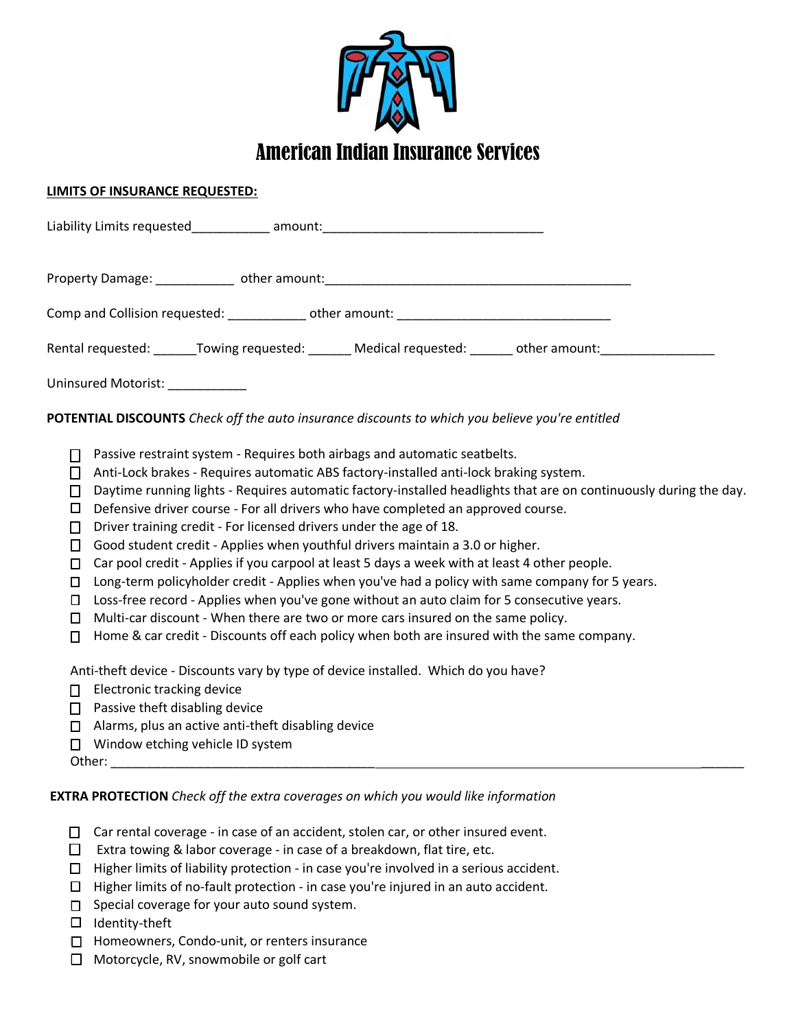# American Indian Insurance Services

**LIMITS OF INSURANCE REQUESTED:**

Liability Limits requested___________ amount:_______________________________

Property Damage: ___________ other amount:___________________________________________

Comp and Collision requested: ___________ other amount: ______________________________

Rental requested: ______Towing requested: ______ Medical requested: ______ other amount:________________

Uninsured Motorist: ___________

**POTENTIAL DISCOUNTS** *Check off the auto insurance discounts to which you believe you're entitled*

- ☐ Passive restraint system - Requires both airbags and automatic seatbelts.
- ☐ Anti-Lock brakes - Requires automatic ABS factory-installed anti-lock braking system.
- ☐ Daytime running lights - Requires automatic factory-installed headlights that are on continuously during the day.
- ☐ Defensive driver course - For all drivers who have completed an approved course.
- ☐ Driver training credit - For licensed drivers under the age of 18.
- ☐ Good student credit - Applies when youthful drivers maintain a 3.0 or higher.
- ☐ Car pool credit - Applies if you carpool at least 5 days a week with at least 4 other people.
- ☐ Long-term policyholder credit - Applies when you've had a policy with same company for 5 years.
- ☐ Loss-free record - Applies when you've gone without an auto claim for 5 consecutive years.
- ☐ Multi-car discount - When there are two or more cars insured on the same policy.
- ☐ Home & car credit - Discounts off each policy when both are insured with the same company.

Anti-theft device - Discounts vary by type of device installed. Which do you have?

- ☐ Electronic tracking device
- ☐ Passive theft disabling device
- ☐ Alarms, plus an active anti-theft disabling device
- ☐ Window etching vehicle ID system

Other: ______________________________________________________________________________________________

**EXTRA PROTECTION** *Check off the extra coverages on which you would like information*

- ☐ Car rental coverage - in case of an accident, stolen car, or other insured event.
- ☐ Extra towing & labor coverage - in case of a breakdown, flat tire, etc.
- ☐ Higher limits of liability protection - in case you're involved in a serious accident.
- ☐ Higher limits of no-fault protection - in case you're injured in an auto accident.
- ☐ Special coverage for your auto sound system.
- ☐ Identity-theft
- ☐ Homeowners, Condo-unit, or renters insurance
- ☐ Motorcycle, RV, snowmobile or golf cart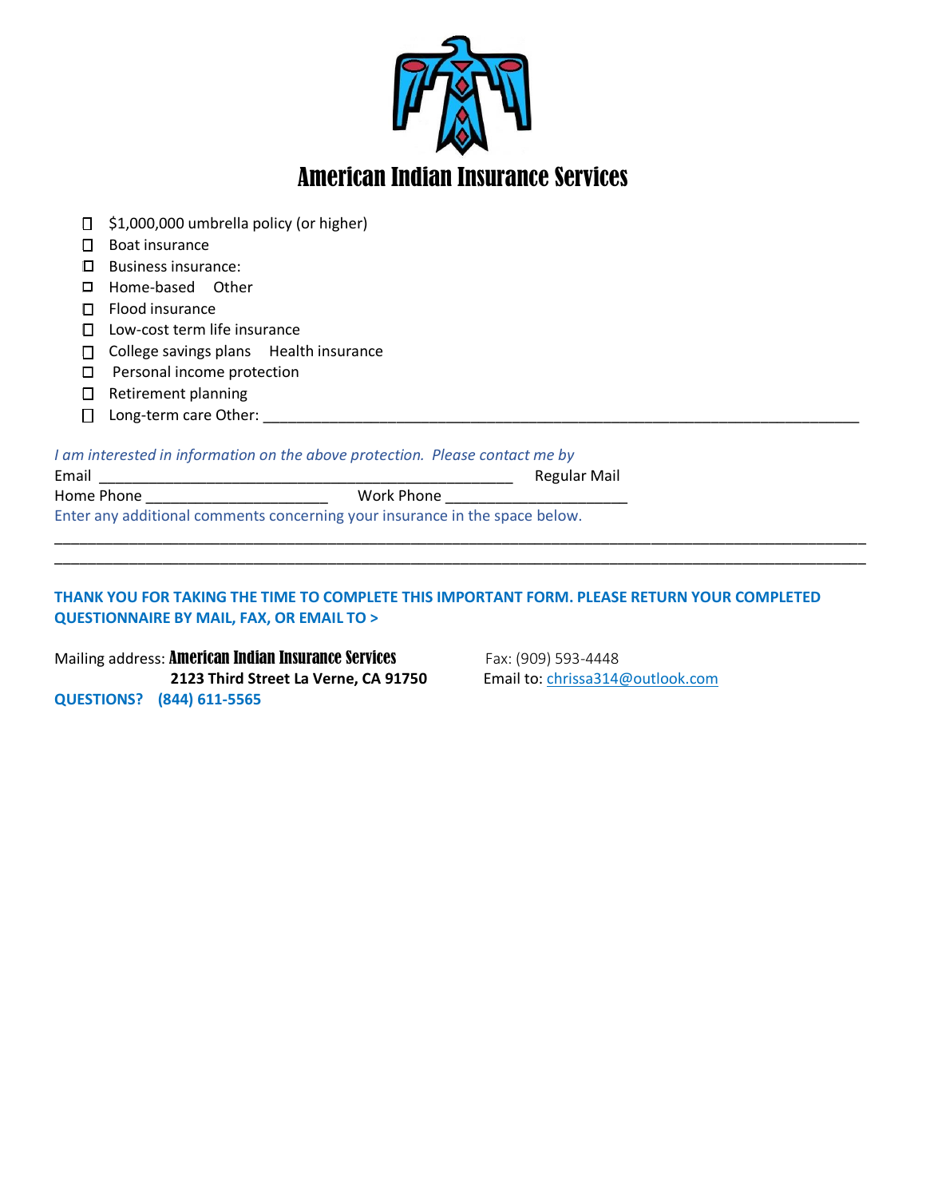# American Indian Insurance Services

- ☐ $1,000,000 umbrella policy (or higher)
- ☐ Boat insurance
- ☐ Business insurance:
- ☐ Home-based Other
- ☐ Flood insurance
- ☐ Low-cost term life insurance
- ☐ College savings plans Health insurance
- ☐ Personal income protection
- ☐ Retirement planning
- ☐ Long-term care Other: ___________________________________________________________________________

*I am interested in information on the above protection. Please contact me by*

Email ____________________________________________________ Regular Mail

Home Phone _______________________ Work Phone _______________________

Enter any additional comments concerning your insurance in the space below.

______________________________________________________________________________________________________

______________________________________________________________________________________________________

**THANK YOU FOR TAKING THE TIME TO COMPLETE THIS IMPORTANT FORM. PLEASE RETURN YOUR COMPLETED QUESTIONNAIRE BY MAIL, FAX, OR EMAIL TO >**

Mailing address: **American Indian Insurance Services**
**2123 Third Street La Verne, CA 91750**

Fax: (909) 593-4448
Email to: chrissa314@outlook.com

**QUESTIONS? (844) 611-5565**